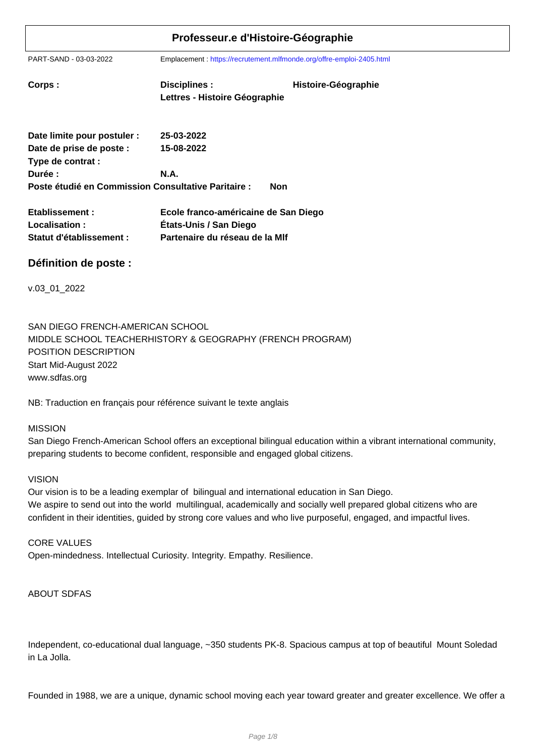# Professeur.e d'Histoire-Géographie

PART-SAND - 03-03-2022 Emplacement : https://recrutement.mlfmonde.org/offre-emploi-2405.html

| | | |
|---|---|---|
| **Corps :** | **Disciplines :** **Lettres - Histoire Géographie** | **Histoire-Géographie** |

**Date limite pour postuler :** 25-03-2022
**Date de prise de poste :** 15-08-2022
**Type de contrat :**
**Durée :** N.A.
**Poste étudié en Commission Consultative Paritaire :** Non

**Etablissement :** Ecole franco-américaine de San Diego
**Localisation :** États-Unis / San Diego
**Statut d'établissement :** Partenaire du réseau de la Mlf

## Définition de poste :

v.03_01_2022

SAN DIEGO FRENCH-AMERICAN SCHOOL
MIDDLE SCHOOL TEACHERHISTORY & GEOGRAPHY (FRENCH PROGRAM)
POSITION DESCRIPTION
Start Mid-August 2022
www.sdfas.org

NB: Traduction en français pour référence suivant le texte anglais

MISSION
San Diego French-American School offers an exceptional bilingual education within a vibrant international community, preparing students to become confident, responsible and engaged global citizens.

VISION
Our vision is to be a leading exemplar of bilingual and international education in San Diego.
We aspire to send out into the world multilingual, academically and socially well prepared global citizens who are confident in their identities, guided by strong core values and who live purposeful, engaged, and impactful lives.

CORE VALUES
Open-mindedness. Intellectual Curiosity. Integrity. Empathy. Resilience.

ABOUT SDFAS

Independent, co-educational dual language, ~350 students PK-8. Spacious campus at top of beautiful Mount Soledad in La Jolla.

Founded in 1988, we are a unique, dynamic school moving each year toward greater and greater excellence. We offer a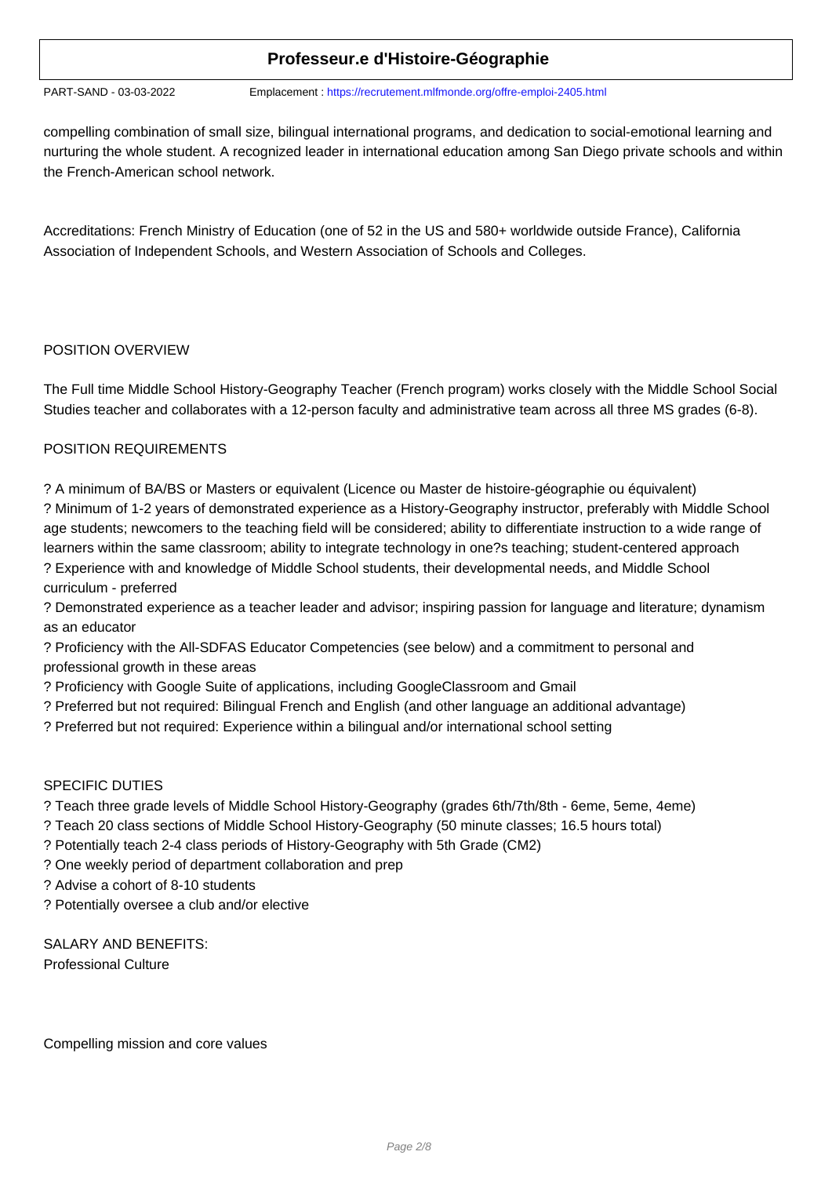compelling combination of small size, bilingual international programs, and dedication to social-emotional learning and nurturing the whole student. A recognized leader in international education among San Diego private schools and within the French-American school network.

Accreditations: French Ministry of Education (one of 52 in the US and 580+ worldwide outside France), California Association of Independent Schools, and Western Association of Schools and Colleges.

POSITION OVERVIEW

The Full time Middle School History-Geography Teacher (French program) works closely with the Middle School Social Studies teacher and collaborates with a 12-person faculty and administrative team across all three MS grades (6-8).

POSITION REQUIREMENTS

? A minimum of BA/BS or Masters or equivalent (Licence ou Master de histoire-géographie ou équivalent)
? Minimum of 1-2 years of demonstrated experience as a History-Geography instructor, preferably with Middle School age students; newcomers to the teaching field will be considered; ability to differentiate instruction to a wide range of learners within the same classroom; ability to integrate technology in one?s teaching; student-centered approach
? Experience with and knowledge of Middle School students, their developmental needs, and Middle School curriculum - preferred
? Demonstrated experience as a teacher leader and advisor; inspiring passion for language and literature; dynamism as an educator
? Proficiency with the All-SDFAS Educator Competencies (see below) and a commitment to personal and professional growth in these areas
? Proficiency with Google Suite of applications, including GoogleClassroom and Gmail
? Preferred but not required: Bilingual French and English (and other language an additional advantage)
? Preferred but not required: Experience within a bilingual and/or international school setting

SPECIFIC DUTIES

? Teach three grade levels of Middle School History-Geography (grades 6th/7th/8th - 6eme, 5eme, 4eme)
? Teach 20 class sections of Middle School History-Geography (50 minute classes; 16.5 hours total)
? Potentially teach 2-4 class periods of History-Geography with 5th Grade (CM2)
? One weekly period of department collaboration and prep
? Advise a cohort of 8-10 students
? Potentially oversee a club and/or elective

SALARY AND BENEFITS:
Professional Culture

Compelling mission and core values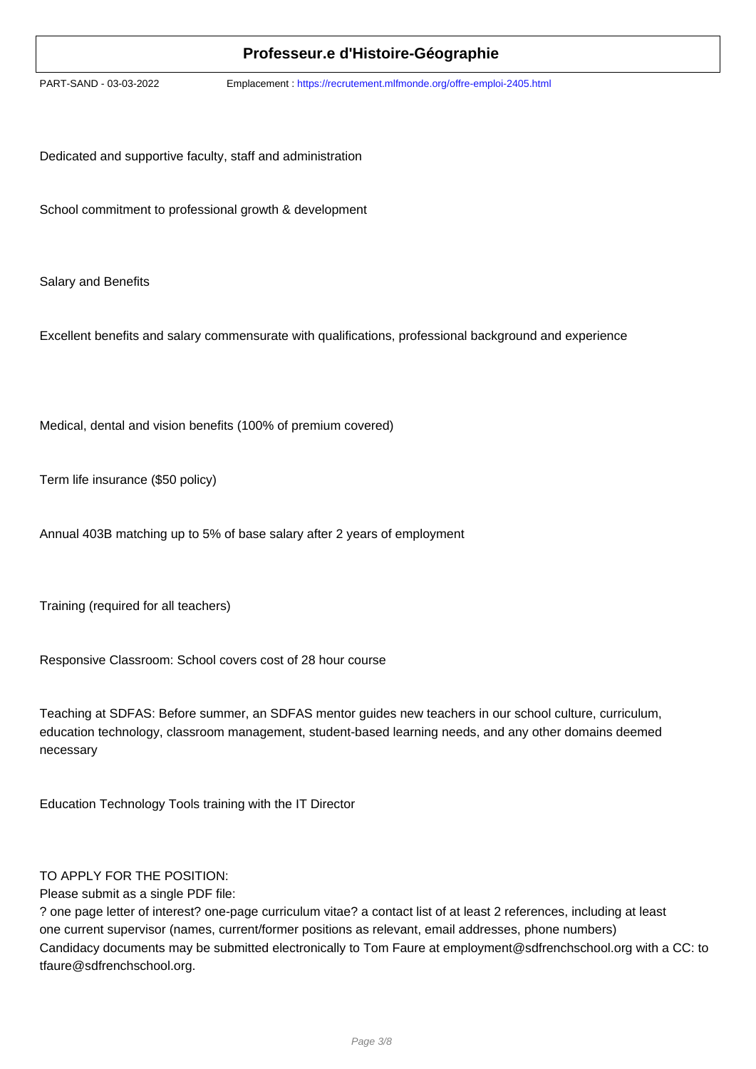Dedicated and supportive faculty, staff and administration

School commitment to professional growth & development

Salary and Benefits

Excellent benefits and salary commensurate with qualifications, professional background and experience

Medical, dental and vision benefits (100% of premium covered)

Term life insurance ($50 policy)

Annual 403B matching up to 5% of base salary after 2 years of employment

Training (required for all teachers)

Responsive Classroom: School covers cost of 28 hour course

Teaching at SDFAS: Before summer, an SDFAS mentor guides new teachers in our school culture, curriculum, education technology, classroom management, student-based learning needs, and any other domains deemed necessary

Education Technology Tools training with the IT Director

TO APPLY FOR THE POSITION:
Please submit as a single PDF file:
? one page letter of interest? one-page curriculum vitae? a contact list of at least 2 references, including at least one current supervisor (names, current/former positions as relevant, email addresses, phone numbers)
Candidacy documents may be submitted electronically to Tom Faure at employment@sdfrenchschool.org with a CC: to tfaure@sdfrenchschool.org.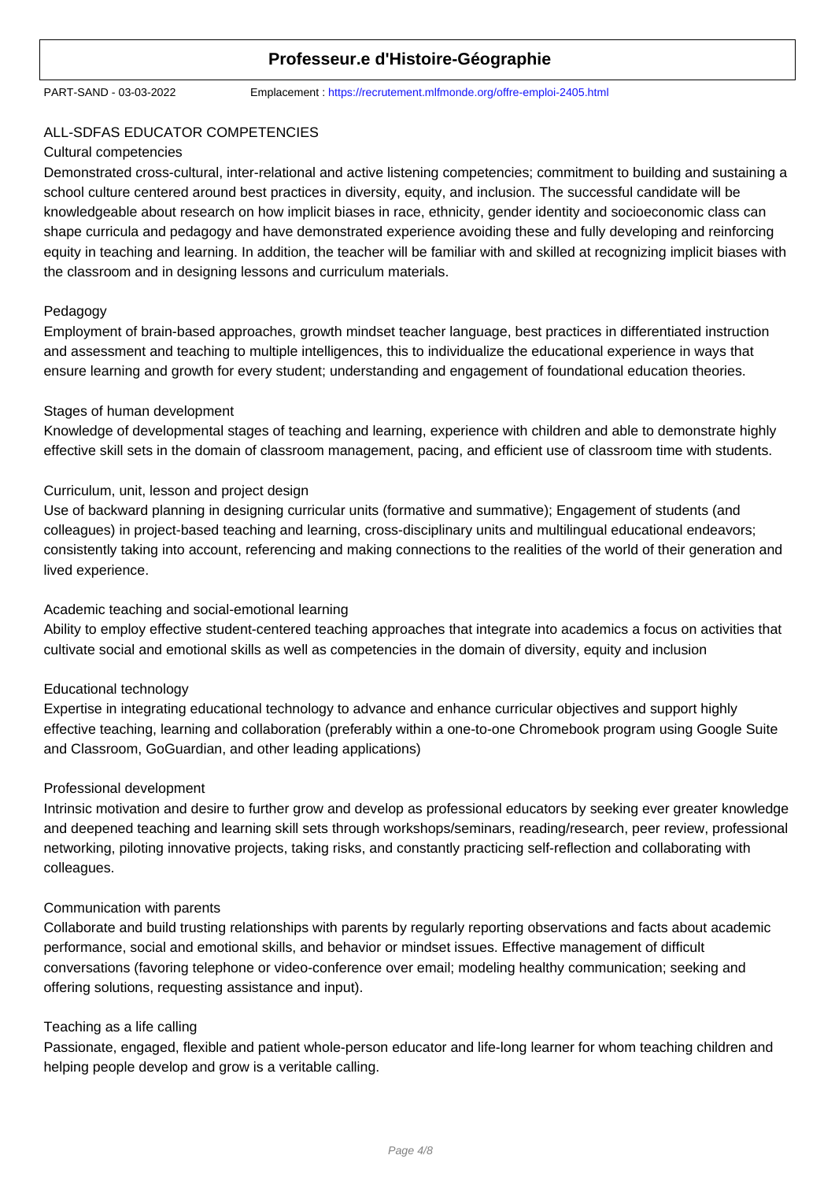ALL-SDFAS EDUCATOR COMPETENCIES

Cultural competencies

Demonstrated cross-cultural, inter-relational and active listening competencies; commitment to building and sustaining a school culture centered around best practices in diversity, equity, and inclusion. The successful candidate will be knowledgeable about research on how implicit biases in race, ethnicity, gender identity and socioeconomic class can shape curricula and pedagogy and have demonstrated experience avoiding these and fully developing and reinforcing equity in teaching and learning. In addition, the teacher will be familiar with and skilled at recognizing implicit biases with the classroom and in designing lessons and curriculum materials.

Pedagogy

Employment of brain-based approaches, growth mindset teacher language, best practices in differentiated instruction and assessment and teaching to multiple intelligences, this to individualize the educational experience in ways that ensure learning and growth for every student; understanding and engagement of foundational education theories.

Stages of human development

Knowledge of developmental stages of teaching and learning, experience with children and able to demonstrate highly effective skill sets in the domain of classroom management, pacing, and efficient use of classroom time with students.

Curriculum, unit, lesson and project design

Use of backward planning in designing curricular units (formative and summative); Engagement of students (and colleagues) in project-based teaching and learning, cross-disciplinary units and multilingual educational endeavors; consistently taking into account, referencing and making connections to the realities of the world of their generation and lived experience.

Academic teaching and social-emotional learning

Ability to employ effective student-centered teaching approaches that integrate into academics a focus on activities that cultivate social and emotional skills as well as competencies in the domain of diversity, equity and inclusion

Educational technology

Expertise in integrating educational technology to advance and enhance curricular objectives and support highly effective teaching, learning and collaboration (preferably within a one-to-one Chromebook program using Google Suite and Classroom, GoGuardian, and other leading applications)

Professional development

Intrinsic motivation and desire to further grow and develop as professional educators by seeking ever greater knowledge and deepened teaching and learning skill sets through workshops/seminars, reading/research, peer review, professional networking, piloting innovative projects, taking risks, and constantly practicing self-reflection and collaborating with colleagues.

Communication with parents

Collaborate and build trusting relationships with parents by regularly reporting observations and facts about academic performance, social and emotional skills, and behavior or mindset issues. Effective management of difficult conversations (favoring telephone or video-conference over email; modeling healthy communication; seeking and offering solutions, requesting assistance and input).

Teaching as a life calling

Passionate, engaged, flexible and patient whole-person educator and life-long learner for whom teaching children and helping people develop and grow is a veritable calling.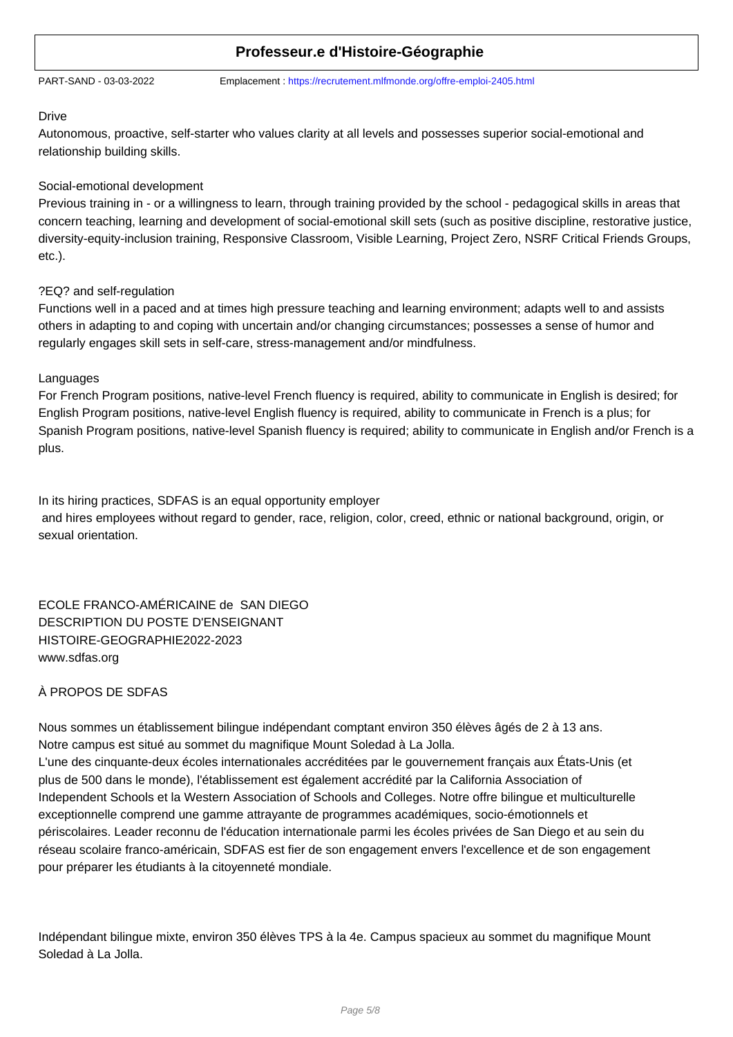Drive

Autonomous, proactive, self-starter who values clarity at all levels and possesses superior social-emotional and relationship building skills.

Social-emotional development

Previous training in - or a willingness to learn, through training provided by the school - pedagogical skills in areas that concern teaching, learning and development of social-emotional skill sets (such as positive discipline, restorative justice, diversity-equity-inclusion training, Responsive Classroom, Visible Learning, Project Zero, NSRF Critical Friends Groups, etc.).

?EQ? and self-regulation

Functions well in a paced and at times high pressure teaching and learning environment; adapts well to and assists others in adapting to and coping with uncertain and/or changing circumstances; possesses a sense of humor and regularly engages skill sets in self-care, stress-management and/or mindfulness.

Languages

For French Program positions, native-level French fluency is required, ability to communicate in English is desired; for English Program positions, native-level English fluency is required, ability to communicate in French is a plus; for Spanish Program positions, native-level Spanish fluency is required; ability to communicate in English and/or French is a plus.

In its hiring practices, SDFAS is an equal opportunity employer
and hires employees without regard to gender, race, religion, color, creed, ethnic or national background, origin, or sexual orientation.

ECOLE FRANCO-AMÉRICAINE de SAN DIEGO
DESCRIPTION DU POSTE D'ENSEIGNANT
HISTOIRE-GEOGRAPHIE2022-2023
www.sdfas.org

À PROPOS DE SDFAS

Nous sommes un établissement bilingue indépendant comptant environ 350 élèves âgés de 2 à 13 ans.
Notre campus est situé au sommet du magnifique Mount Soledad à La Jolla.
L'une des cinquante-deux écoles internationales accréditées par le gouvernement français aux États-Unis (et plus de 500 dans le monde), l'établissement est également accrédité par la California Association of Independent Schools et la Western Association of Schools and Colleges. Notre offre bilingue et multiculturelle exceptionnelle comprend une gamme attrayante de programmes académiques, socio-émotionnels et périscolaires. Leader reconnu de l'éducation internationale parmi les écoles privées de San Diego et au sein du réseau scolaire franco-américain, SDFAS est fier de son engagement envers l'excellence et de son engagement pour préparer les étudiants à la citoyenneté mondiale.

Indépendant bilingue mixte, environ 350 élèves TPS à la 4e. Campus spacieux au sommet du magnifique Mount Soledad à La Jolla.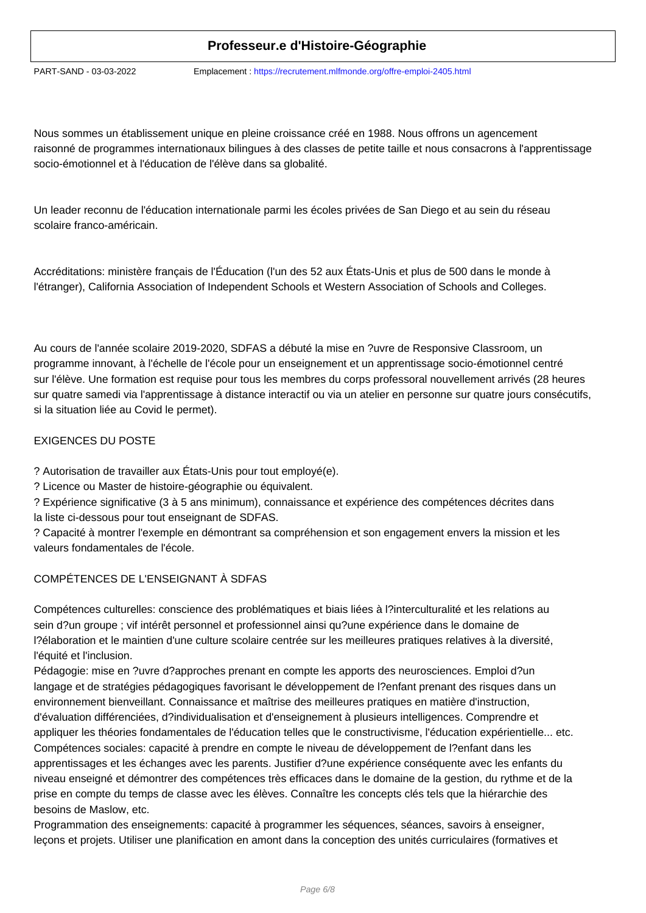# Professeur.e d'Histoire-Géographie

PART-SAND - 03-03-2022 Emplacement : https://recrutement.mlfmonde.org/offre-emploi-2405.html

Nous sommes un établissement unique en pleine croissance créé en 1988. Nous offrons un agencement raisonné de programmes internationaux bilingues à des classes de petite taille et nous consacrons à l'apprentissage socio-émotionnel et à l'éducation de l'élève dans sa globalité.

Un leader reconnu de l'éducation internationale parmi les écoles privées de San Diego et au sein du réseau scolaire franco-américain.

Accréditations: ministère français de l'Éducation (l'un des 52 aux États-Unis et plus de 500 dans le monde à l'étranger), California Association of Independent Schools et Western Association of Schools and Colleges.

Au cours de l'année scolaire 2019-2020, SDFAS a débuté la mise en ?uvre de Responsive Classroom, un programme innovant, à l'échelle de l'école pour un enseignement et un apprentissage socio-émotionnel centré sur l'élève. Une formation est requise pour tous les membres du corps professoral nouvellement arrivés (28 heures sur quatre samedi via l'apprentissage à distance interactif ou via un atelier en personne sur quatre jours consécutifs, si la situation liée au Covid le permet).

EXIGENCES DU POSTE

? Autorisation de travailler aux États-Unis pour tout employé(e).
? Licence ou Master de histoire-géographie ou équivalent.
? Expérience significative (3 à 5 ans minimum), connaissance et expérience des compétences décrites dans la liste ci-dessous pour tout enseignant de SDFAS.
? Capacité à montrer l'exemple en démontrant sa compréhension et son engagement envers la mission et les valeurs fondamentales de l'école.

COMPÉTENCES DE L'ENSEIGNANT À SDFAS

Compétences culturelles: conscience des problématiques et biais liées à l?interculturalité et les relations au sein d?un groupe ; vif intérêt personnel et professionnel ainsi qu?une expérience dans le domaine de l?élaboration et le maintien d'une culture scolaire centrée sur les meilleures pratiques relatives à la diversité, l'équité et l'inclusion.
Pédagogie: mise en ?uvre d?approches prenant en compte les apports des neurosciences. Emploi d?un langage et de stratégies pédagogiques favorisant le développement de l?enfant prenant des risques dans un environnement bienveillant. Connaissance et maîtrise des meilleures pratiques en matière d'instruction, d'évaluation différenciées, d?individualisation et d'enseignement à plusieurs intelligences. Comprendre et appliquer les théories fondamentales de l'éducation telles que le constructivisme, l'éducation expérientielle... etc.
Compétences sociales: capacité à prendre en compte le niveau de développement de l?enfant dans les apprentissages et les échanges avec les parents. Justifier d?une expérience conséquente avec les enfants du niveau enseigné et démontrer des compétences très efficaces dans le domaine de la gestion, du rythme et de la prise en compte du temps de classe avec les élèves. Connaître les concepts clés tels que la hiérarchie des besoins de Maslow, etc.
Programmation des enseignements: capacité à programmer les séquences, séances, savoirs à enseigner, leçons et projets. Utiliser une planification en amont dans la conception des unités curriculaires (formatives et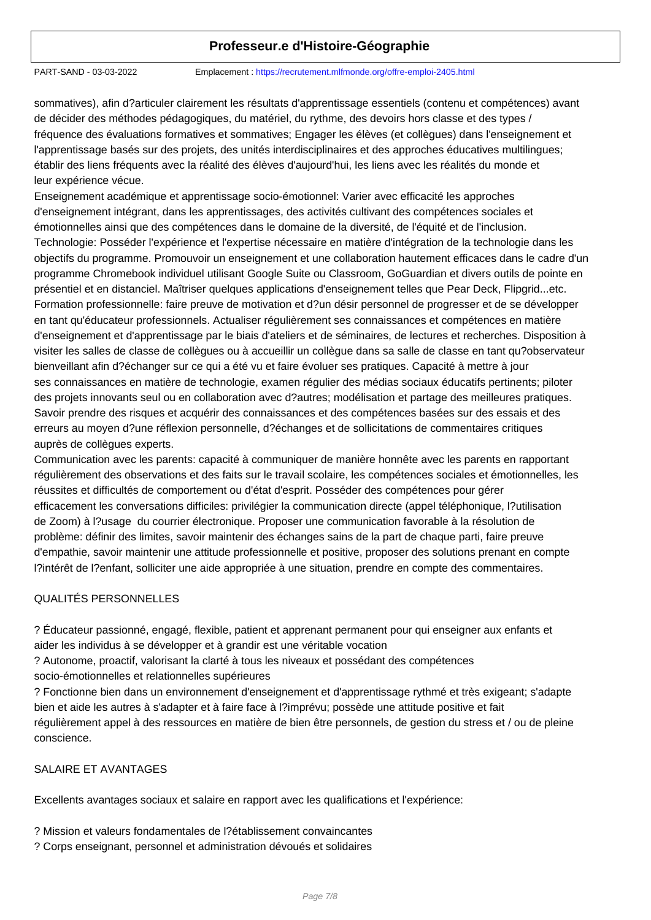sommatives), afin d?articuler clairement les résultats d'apprentissage essentiels (contenu et compétences) avant de décider des méthodes pédagogiques, du matériel, du rythme, des devoirs hors classe et des types / fréquence des évaluations formatives et sommatives; Engager les élèves (et collègues) dans l'enseignement et l'apprentissage basés sur des projets, des unités interdisciplinaires et des approches éducatives multilingues; établir des liens fréquents avec la réalité des élèves d'aujourd'hui, les liens avec les réalités du monde et leur expérience vécue.

Enseignement académique et apprentissage socio-émotionnel: Varier avec efficacité les approches d'enseignement intégrant, dans les apprentissages, des activités cultivant des compétences sociales et émotionnelles ainsi que des compétences dans le domaine de la diversité, de l'équité et de l'inclusion.

Technologie: Posséder l'expérience et l'expertise nécessaire en matière d'intégration de la technologie dans les objectifs du programme. Promouvoir un enseignement et une collaboration hautement efficaces dans le cadre d'un programme Chromebook individuel utilisant Google Suite ou Classroom, GoGuardian et divers outils de pointe en présentiel et en distanciel. Maîtriser quelques applications d'enseignement telles que Pear Deck, Flipgrid...etc.

Formation professionnelle: faire preuve de motivation et d?un désir personnel de progresser et de se développer en tant qu'éducateur professionnels. Actualiser régulièrement ses connaissances et compétences en matière d'enseignement et d'apprentissage par le biais d'ateliers et de séminaires, de lectures et recherches. Disposition à visiter les salles de classe de collègues ou à accueillir un collègue dans sa salle de classe en tant qu?observateur bienveillant afin d?échanger sur ce qui a été vu et faire évoluer ses pratiques. Capacité à mettre à jour ses connaissances en matière de technologie, examen régulier des médias sociaux éducatifs pertinents; piloter des projets innovants seul ou en collaboration avec d?autres; modélisation et partage des meilleures pratiques. Savoir prendre des risques et acquérir des connaissances et des compétences basées sur des essais et des erreurs au moyen d?une réflexion personnelle, d?échanges et de sollicitations de commentaires critiques auprès de collègues experts.

Communication avec les parents: capacité à communiquer de manière honnête avec les parents en rapportant régulièrement des observations et des faits sur le travail scolaire, les compétences sociales et émotionnelles, les réussites et difficultés de comportement ou d'état d'esprit. Posséder des compétences pour gérer efficacement les conversations difficiles: privilégier la communication directe (appel téléphonique, l?utilisation de Zoom) à l?usage du courrier électronique. Proposer une communication favorable à la résolution de problème: définir des limites, savoir maintenir des échanges sains de la part de chaque parti, faire preuve d'empathie, savoir maintenir une attitude professionnelle et positive, proposer des solutions prenant en compte l?intérêt de l?enfant, solliciter une aide appropriée à une situation, prendre en compte des commentaires.

QUALITÉS PERSONNELLES

? Éducateur passionné, engagé, flexible, patient et apprenant permanent pour qui enseigner aux enfants et aider les individus à se développer et à grandir est une véritable vocation

? Autonome, proactif, valorisant la clarté à tous les niveaux et possédant des compétences socio-émotionnelles et relationnelles supérieures

? Fonctionne bien dans un environnement d'enseignement et d'apprentissage rythmé et très exigeant; s'adapte bien et aide les autres à s'adapter et à faire face à l?imprévu; possède une attitude positive et fait régulièrement appel à des ressources en matière de bien être personnels, de gestion du stress et / ou de pleine conscience.

SALAIRE ET AVANTAGES

Excellents avantages sociaux et salaire en rapport avec les qualifications et l'expérience:

? Mission et valeurs fondamentales de l?établissement convaincantes

? Corps enseignant, personnel et administration dévoués et solidaires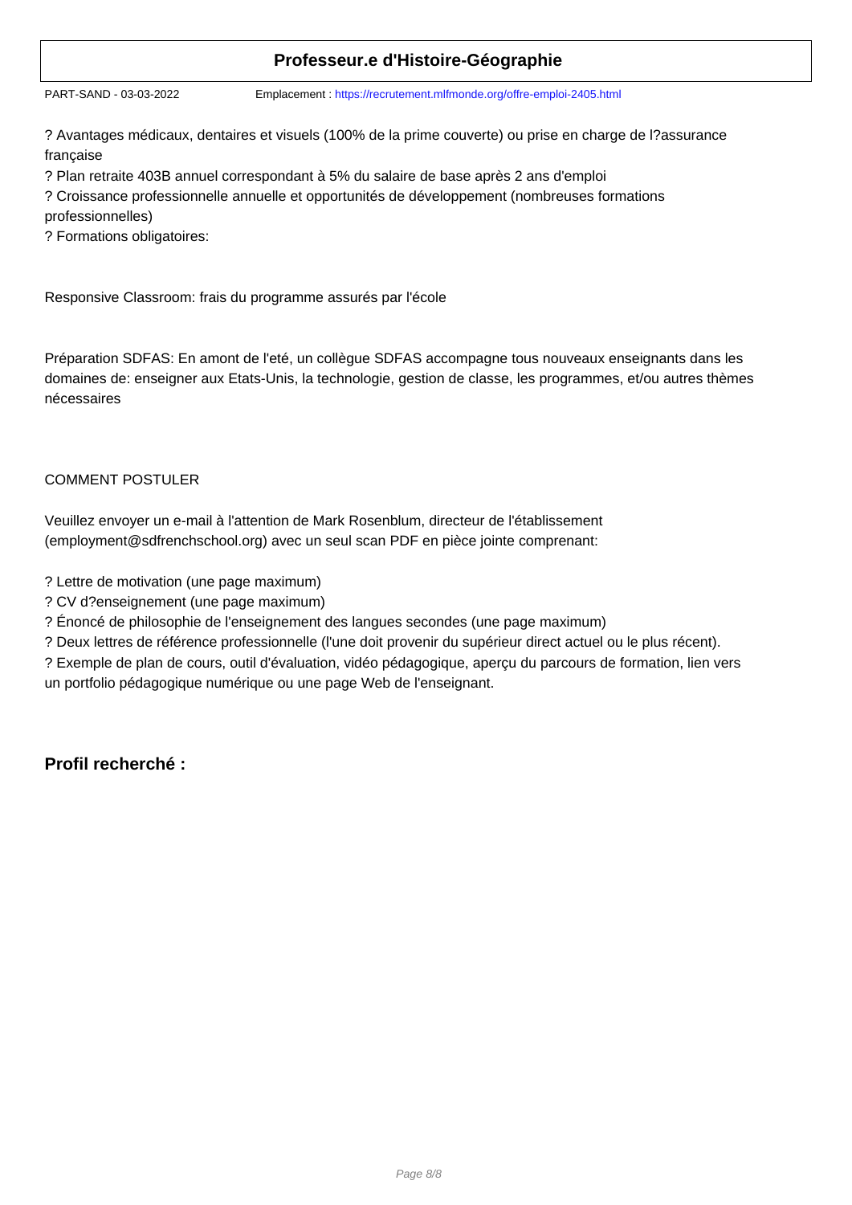? Avantages médicaux, dentaires et visuels (100% de la prime couverte) ou prise en charge de l?assurance française

? Plan retraite 403B annuel correspondant à 5% du salaire de base après 2 ans d'emploi

? Croissance professionnelle annuelle et opportunités de développement (nombreuses formations professionnelles)

? Formations obligatoires:

Responsive Classroom: frais du programme assurés par l'école

Préparation SDFAS: En amont de l'eté, un collègue SDFAS accompagne tous nouveaux enseignants dans les domaines de: enseigner aux Etats-Unis, la technologie, gestion de classe, les programmes, et/ou autres thèmes nécessaires

COMMENT POSTULER

Veuillez envoyer un e-mail à l'attention de Mark Rosenblum, directeur de l'établissement (employment@sdfrenchschool.org) avec un seul scan PDF en pièce jointe comprenant:

? Lettre de motivation (une page maximum)

? CV d?enseignement (une page maximum)

? Énoncé de philosophie de l'enseignement des langues secondes (une page maximum)

? Deux lettres de référence professionnelle (l'une doit provenir du supérieur direct actuel ou le plus récent).

? Exemple de plan de cours, outil d'évaluation, vidéo pédagogique, aperçu du parcours de formation, lien vers un portfolio pédagogique numérique ou une page Web de l'enseignant.

**Profil recherché :**